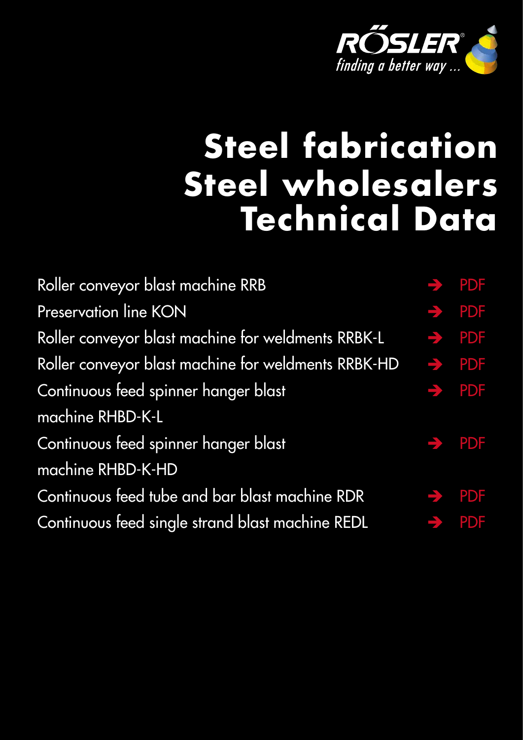RÖSLER
*finding a better way ...*

# Steel fabrication
# Steel wholesalers
# Technical Data

| | |
|---|---|
| Roller conveyor blast machine RRB | ➔ PDF |
| Preservation line KON | ➔ PDF |
| Roller conveyor blast machine for weldments RRBK-L | ➔ PDF |
| Roller conveyor blast machine for weldments RRBK-HD | ➔ PDF |
| Continuous feed spinner hanger blast machine RHBD-K-L | ➔ PDF |
| Continuous feed spinner hanger blast machine RHBD-K-HD | ➔ PDF |
| Continuous feed tube and bar blast machine RDR | ➔ PDF |
| Continuous feed single strand blast machine REDL | ➔ PDF |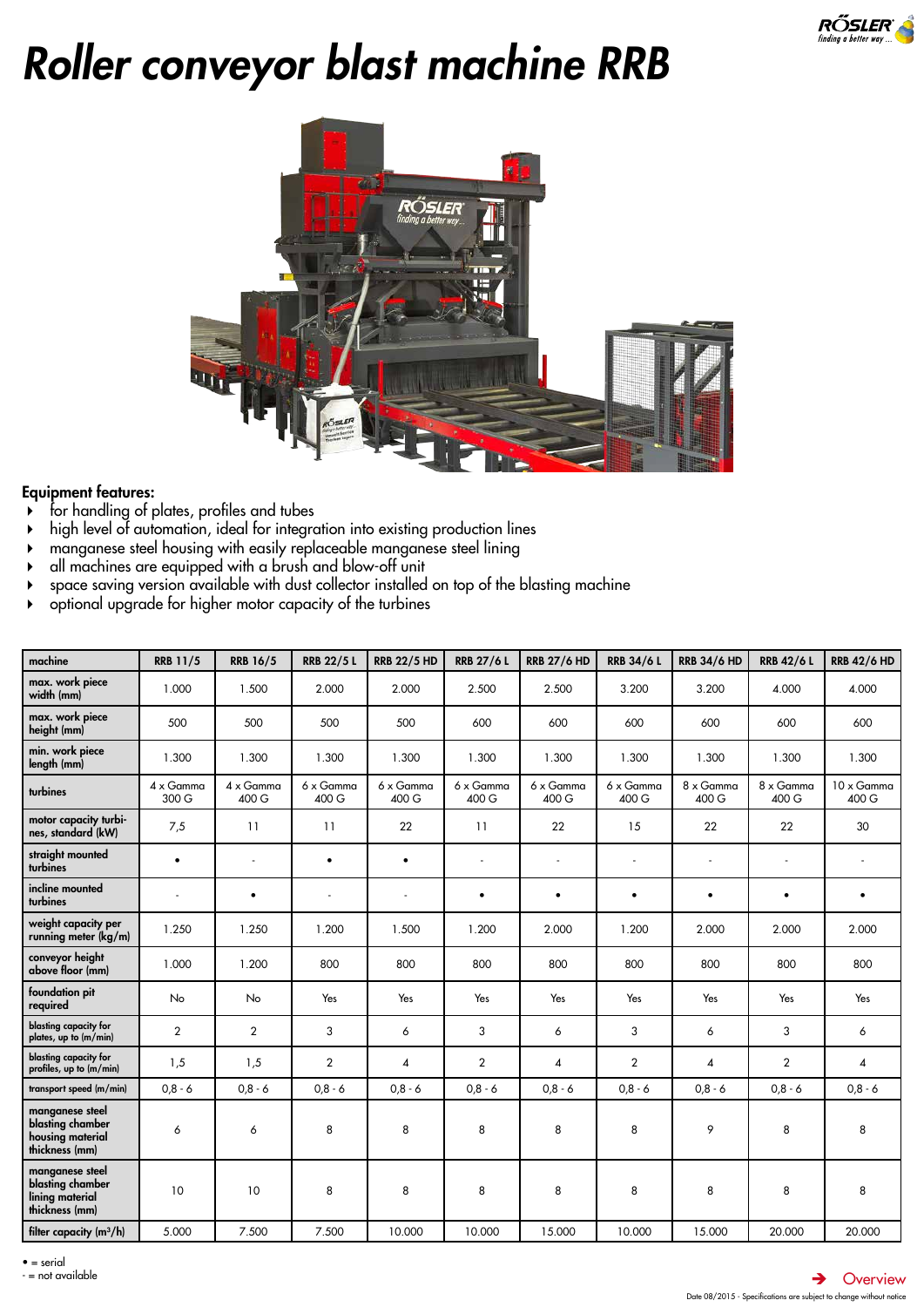# Roller conveyor blast machine RRB

**Equipment features:**

- for handling of plates, profiles and tubes
- high level of automation, ideal for integration into existing production lines
- manganese steel housing with easily replaceable manganese steel lining
- all machines are equipped with a brush and blow-off unit
- space saving version available with dust collector installed on top of the blasting machine
- optional upgrade for higher motor capacity of the turbines

| machine | RRB 11/5 | RRB 16/5 | RRB 22/5 L | RRB 22/5 HD | RRB 27/6 L | RRB 27/6 HD | RRB 34/6 L | RRB 34/6 HD | RRB 42/6 L | RRB 42/6 HD |
|---|---|---|---|---|---|---|---|---|---|---|
| max. work piece width (mm) | 1.000 | 1.500 | 2.000 | 2.000 | 2.500 | 2.500 | 3.200 | 3.200 | 4.000 | 4.000 |
| max. work piece height (mm) | 500 | 500 | 500 | 500 | 600 | 600 | 600 | 600 | 600 | 600 |
| min. work piece length (mm) | 1.300 | 1.300 | 1.300 | 1.300 | 1.300 | 1.300 | 1.300 | 1.300 | 1.300 | 1.300 |
| turbines | 4 x Gamma 300 G | 4 x Gamma 400 G | 6 x Gamma 400 G | 6 x Gamma 400 G | 6 x Gamma 400 G | 6 x Gamma 400 G | 6 x Gamma 400 G | 8 x Gamma 400 G | 8 x Gamma 400 G | 10 x Gamma 400 G |
| motor capacity turbines, standard (kW) | 7,5 | 11 | 11 | 22 | 11 | 22 | 15 | 22 | 22 | 30 |
| straight mounted turbines | • | - | • | • | - | - | - | - | - | - |
| incline mounted turbines | - | • | - | - | • | • | • | • | • | • |
| weight capacity per running meter (kg/m) | 1.250 | 1.250 | 1.200 | 1.500 | 1.200 | 2.000 | 1.200 | 2.000 | 2.000 | 2.000 |
| conveyor height above floor (mm) | 1.000 | 1.200 | 800 | 800 | 800 | 800 | 800 | 800 | 800 | 800 |
| foundation pit required | No | No | Yes | Yes | Yes | Yes | Yes | Yes | Yes | Yes |
| blasting capacity for plates, up to (m/min) | 2 | 2 | 3 | 6 | 3 | 6 | 3 | 6 | 3 | 6 |
| blasting capacity for profiles, up to (m/min) | 1,5 | 1,5 | 2 | 4 | 2 | 4 | 2 | 4 | 2 | 4 |
| transport speed (m/min) | 0,8 - 6 | 0,8 - 6 | 0,8 - 6 | 0,8 - 6 | 0,8 - 6 | 0,8 - 6 | 0,8 - 6 | 0,8 - 6 | 0,8 - 6 | 0,8 - 6 |
| manganese steel blasting chamber housing material thickness (mm) | 6 | 6 | 8 | 8 | 8 | 8 | 8 | 9 | 8 | 8 |
| manganese steel blasting chamber lining material thickness (mm) | 10 | 10 | 8 | 8 | 8 | 8 | 8 | 8 | 8 | 8 |
| filter capacity (m³/h) | 5.000 | 7.500 | 7.500 | 10.000 | 10.000 | 15.000 | 10.000 | 15.000 | 20.000 | 20.000 |

• = serial
- = not available

Overview

Date 08/2015 - Specifications are subject to change without notice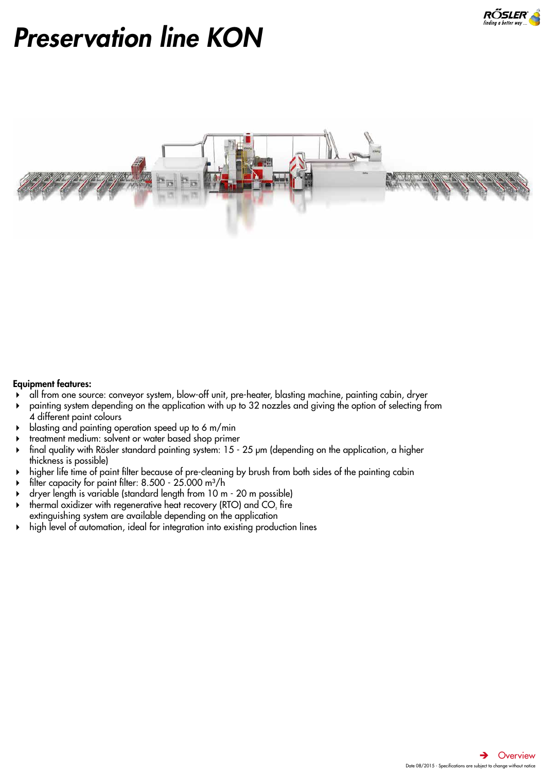# Preservation line KON

**Equipment features:**

- all from one source: conveyor system, blow-off unit, pre-heater, blasting machine, painting cabin, dryer
- painting system depending on the application with up to 32 nozzles and giving the option of selecting from 4 different paint colours
- blasting and painting operation speed up to 6 m/min
- treatment medium: solvent or water based shop primer
- final quality with Rösler standard painting system: 15 - 25 µm (depending on the application, a higher thickness is possible)
- higher life time of paint filter because of pre-cleaning by brush from both sides of the painting cabin
- filter capacity for paint filter: 8.500 - 25.000 m³/h
- dryer length is variable (standard length from 10 m - 20 m possible)
- thermal oxidizer with regenerative heat recovery (RTO) and $CO_2$ fire extinguishing system are available depending on the application
- high level of automation, ideal for integration into existing production lines

➔ Overview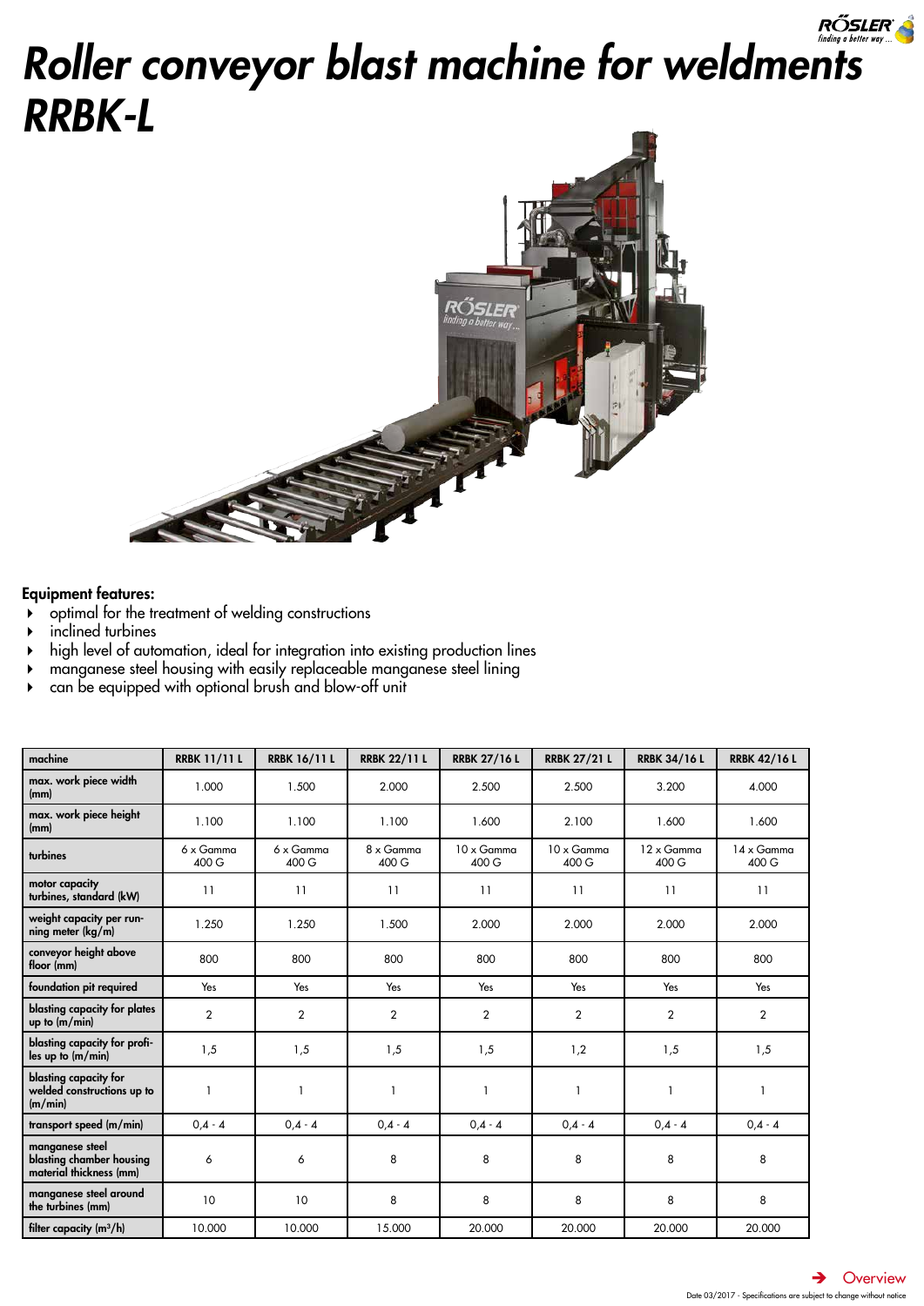# *Roller conveyor blast machine for weldments RRBK-L*

**Equipment features:**

- optimal for the treatment of welding constructions
- inclined turbines
- high level of automation, ideal for integration into existing production lines
- manganese steel housing with easily replaceable manganese steel lining
- can be equipped with optional brush and blow-off unit

| machine | RRBK 11/11 L | RRBK 16/11 L | RRBK 22/11 L | RRBK 27/16 L | RRBK 27/21 L | RRBK 34/16 L | RRBK 42/16 L |
|---|---|---|---|---|---|---|---|
| max. work piece width (mm) | 1.000 | 1.500 | 2.000 | 2.500 | 2.500 | 3.200 | 4.000 |
| max. work piece height (mm) | 1.100 | 1.100 | 1.100 | 1.600 | 2.100 | 1.600 | 1.600 |
| turbines | 6 x Gamma 400 G | 6 x Gamma 400 G | 8 x Gamma 400 G | 10 x Gamma 400 G | 10 x Gamma 400 G | 12 x Gamma 400 G | 14 x Gamma 400 G |
| motor capacity turbines, standard (kW) | 11 | 11 | 11 | 11 | 11 | 11 | 11 |
| weight capacity per running meter (kg/m) | 1.250 | 1.250 | 1.500 | 2.000 | 2.000 | 2.000 | 2.000 |
| conveyor height above floor (mm) | 800 | 800 | 800 | 800 | 800 | 800 | 800 |
| foundation pit required | Yes | Yes | Yes | Yes | Yes | Yes | Yes |
| blasting capacity for plates up to (m/min) | 2 | 2 | 2 | 2 | 2 | 2 | 2 |
| blasting capacity for profiles up to (m/min) | 1,5 | 1,5 | 1,5 | 1,5 | 1,2 | 1,5 | 1,5 |
| blasting capacity for welded constructions up to (m/min) | 1 | 1 | 1 | 1 | 1 | 1 | 1 |
| transport speed (m/min) | 0,4 - 4 | 0,4 - 4 | 0,4 - 4 | 0,4 - 4 | 0,4 - 4 | 0,4 - 4 | 0,4 - 4 |
| manganese steel blasting chamber housing material thickness (mm) | 6 | 6 | 8 | 8 | 8 | 8 | 8 |
| manganese steel around the turbines (mm) | 10 | 10 | 8 | 8 | 8 | 8 | 8 |
| filter capacity ($m^3$/h) | 10.000 | 10.000 | 15.000 | 20.000 | 20.000 | 20.000 | 20.000 |

→ Overview

Date 03/2017 - Specifications are subject to change without notice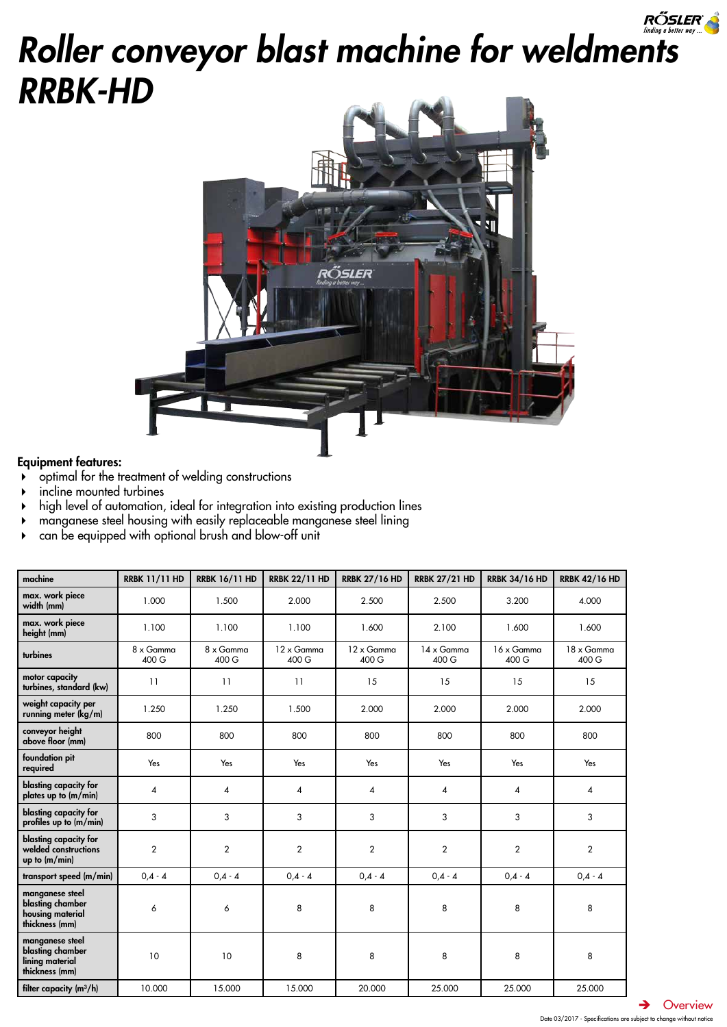# Roller conveyor blast machine for weldments RRBK-HD

**Equipment features:**

- optimal for the treatment of welding constructions
- incline mounted turbines
- high level of automation, ideal for integration into existing production lines
- manganese steel housing with easily replaceable manganese steel lining
- can be equipped with optional brush and blow-off unit

| machine | RRBK 11/11 HD | RRBK 16/11 HD | RRBK 22/11 HD | RRBK 27/16 HD | RRBK 27/21 HD | RRBK 34/16 HD | RRBK 42/16 HD |
|---|---|---|---|---|---|---|---|
| max. work piece width (mm) | 1.000 | 1.500 | 2.000 | 2.500 | 2.500 | 3.200 | 4.000 |
| max. work piece height (mm) | 1.100 | 1.100 | 1.100 | 1.600 | 2.100 | 1.600 | 1.600 |
| turbines | 8 x Gamma 400 G | 8 x Gamma 400 G | 12 x Gamma 400 G | 12 x Gamma 400 G | 14 x Gamma 400 G | 16 x Gamma 400 G | 18 x Gamma 400 G |
| motor capacity turbines, standard (kw) | 11 | 11 | 11 | 15 | 15 | 15 | 15 |
| weight capacity per running meter (kg/m) | 1.250 | 1.250 | 1.500 | 2.000 | 2.000 | 2.000 | 2.000 |
| conveyor height above floor (mm) | 800 | 800 | 800 | 800 | 800 | 800 | 800 |
| foundation pit required | Yes | Yes | Yes | Yes | Yes | Yes | Yes |
| blasting capacity for plates up to (m/min) | 4 | 4 | 4 | 4 | 4 | 4 | 4 |
| blasting capacity for profiles up to (m/min) | 3 | 3 | 3 | 3 | 3 | 3 | 3 |
| blasting capacity for welded constructions up to (m/min) | 2 | 2 | 2 | 2 | 2 | 2 | 2 |
| transport speed (m/min) | 0,4 - 4 | 0,4 - 4 | 0,4 - 4 | 0,4 - 4 | 0,4 - 4 | 0,4 - 4 | 0,4 - 4 |
| manganese steel blasting chamber housing material thickness (mm) | 6 | 6 | 8 | 8 | 8 | 8 | 8 |
| manganese steel blasting chamber lining material thickness (mm) | 10 | 10 | 8 | 8 | 8 | 8 | 8 |
| filter capacity (m³/h) | 10.000 | 15.000 | 15.000 | 20.000 | 25.000 | 25.000 | 25.000 |

➔ Overview

Date 03/2017 - Specifications are subject to change without notice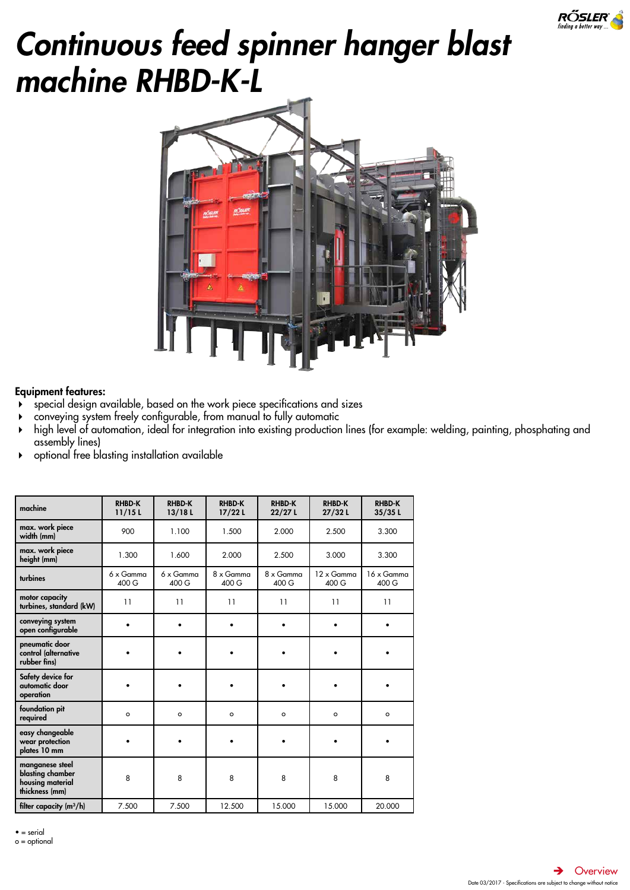# Continuous feed spinner hanger blast machine RHBD-K-L

**Equipment features:**

- special design available, based on the work piece specifications and sizes
- conveying system freely configurable, from manual to fully automatic
- high level of automation, ideal for integration into existing production lines (for example: welding, painting, phosphating and assembly lines)
- optional free blasting installation available

| machine | RHBD-K 11/15 L | RHBD-K 13/18 L | RHBD-K 17/22 L | RHBD-K 22/27 L | RHBD-K 27/32 L | RHBD-K 35/35 L |
|---|---|---|---|---|---|---|
| max. work piece width (mm) | 900 | 1.100 | 1.500 | 2.000 | 2.500 | 3.300 |
| max. work piece height (mm) | 1.300 | 1.600 | 2.000 | 2.500 | 3.000 | 3.300 |
| turbines | 6 x Gamma 400 G | 6 x Gamma 400 G | 8 x Gamma 400 G | 8 x Gamma 400 G | 12 x Gamma 400 G | 16 x Gamma 400 G |
| motor capacity turbines, standard (kW) | 11 | 11 | 11 | 11 | 11 | 11 |
| conveying system open configurable | • | • | • | • | • | • |
| pneumatic door control (alternative rubber fins) | • | • | • | • | • | • |
| Safety device for automatic door operation | • | • | • | • | • | • |
| foundation pit required | o | o | o | o | o | o |
| easy changeable wear protection plates 10 mm | • | • | • | • | • | • |
| manganese steel blasting chamber housing material thickness (mm) | 8 | 8 | 8 | 8 | 8 | 8 |
| filter capacity ($m^3$/h) | 7.500 | 7.500 | 12.500 | 15.000 | 15.000 | 20.000 |

• = serial
o = optional

Overview

Date 03/2017 - Specifications are subject to change without notice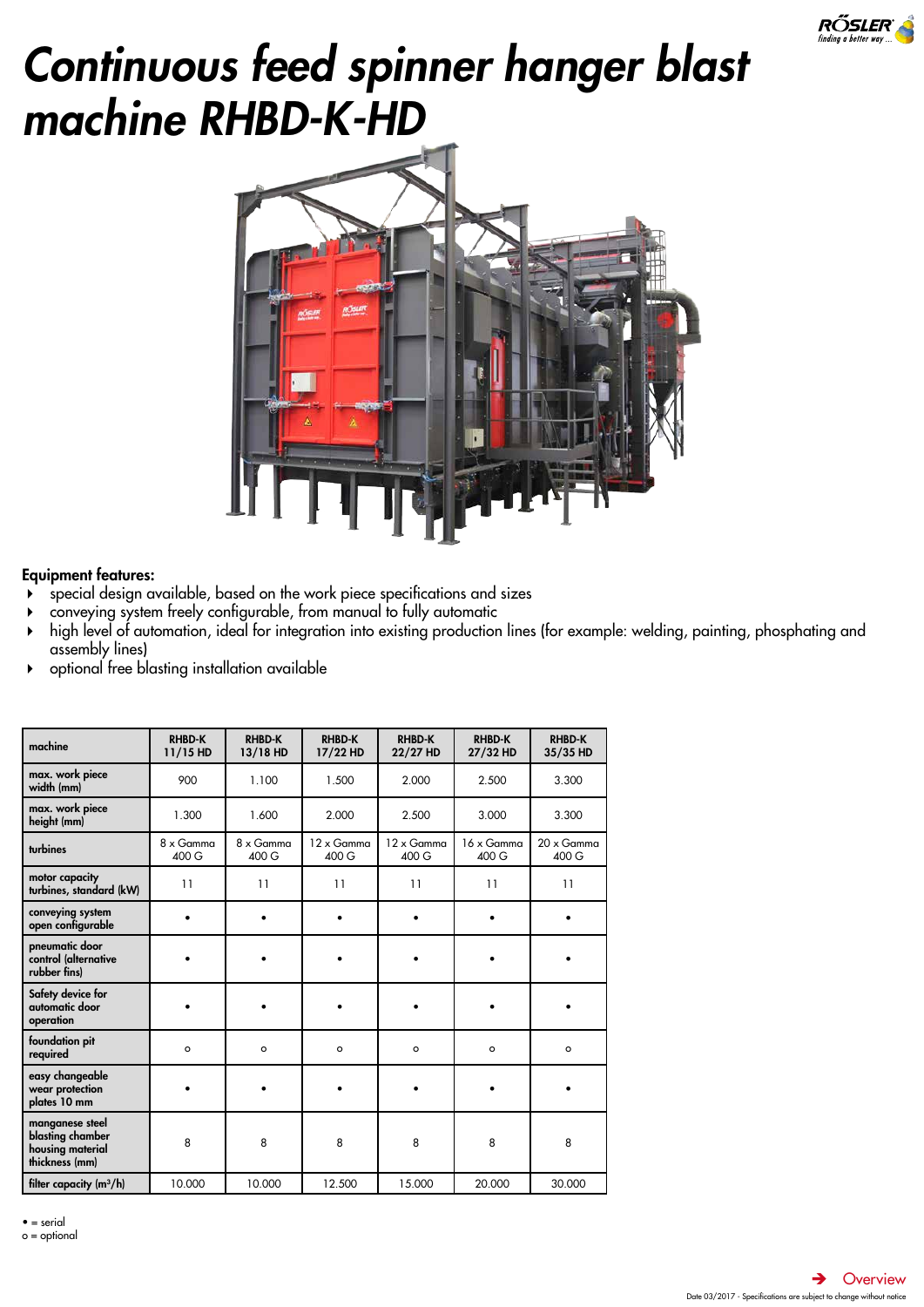# Continuous feed spinner hanger blast machine RHBD-K-HD

**Equipment features:**

- special design available, based on the work piece specifications and sizes
- conveying system freely configurable, from manual to fully automatic
- high level of automation, ideal for integration into existing production lines (for example: welding, painting, phosphating and assembly lines)
- optional free blasting installation available

| machine | RHBD-K 11/15 HD | RHBD-K 13/18 HD | RHBD-K 17/22 HD | RHBD-K 22/27 HD | RHBD-K 27/32 HD | RHBD-K 35/35 HD |
|---|---|---|---|---|---|---|
| max. work piece width (mm) | 900 | 1.100 | 1.500 | 2.000 | 2.500 | 3.300 |
| max. work piece height (mm) | 1.300 | 1.600 | 2.000 | 2.500 | 3.000 | 3.300 |
| turbines | 8 x Gamma 400 G | 8 x Gamma 400 G | 12 x Gamma 400 G | 12 x Gamma 400 G | 16 x Gamma 400 G | 20 x Gamma 400 G |
| motor capacity turbines, standard (kW) | 11 | 11 | 11 | 11 | 11 | 11 |
| conveying system open configurable | • | • | • | • | • | • |
| pneumatic door control (alternative rubber fins) | • | • | • | • | • | • |
| Safety device for automatic door operation | • | • | • | • | • | • |
| foundation pit required | o | o | o | o | o | o |
| easy changeable wear protection plates 10 mm | • | • | • | • | • | • |
| manganese steel blasting chamber housing material thickness (mm) | 8 | 8 | 8 | 8 | 8 | 8 |
| filter capacity (m³/h) | 10.000 | 10.000 | 12.500 | 15.000 | 20.000 | 30.000 |

• = serial
o = optional

Overview

Date 03/2017 - Specifications are subject to change without notice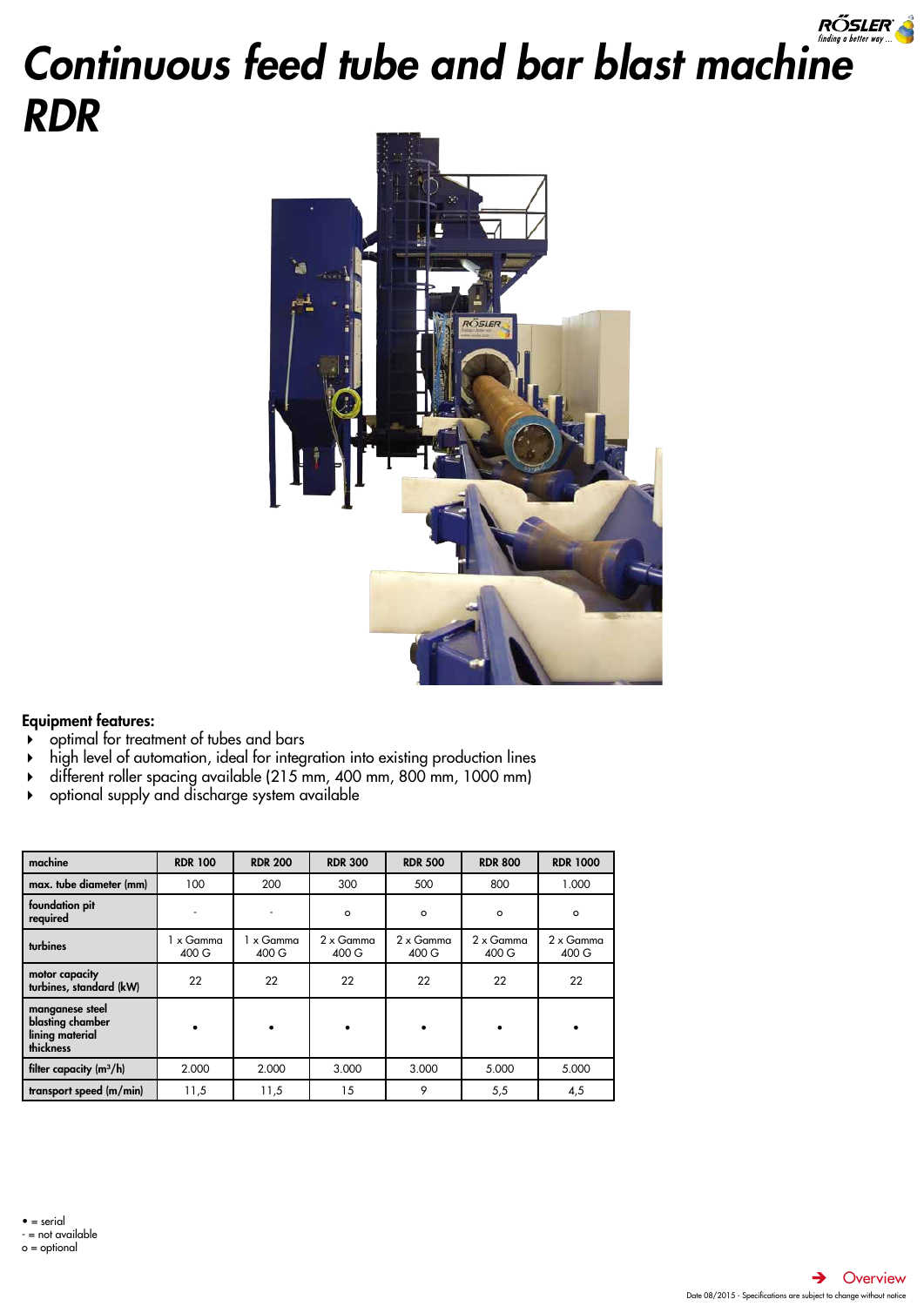# Continuous feed tube and bar blast machine RDR

**Equipment features:**

- optimal for treatment of tubes and bars
- high level of automation, ideal for integration into existing production lines
- different roller spacing available (215 mm, 400 mm, 800 mm, 1000 mm)
- optional supply and discharge system available

| machine | RDR 100 | RDR 200 | RDR 300 | RDR 500 | RDR 800 | RDR 1000 |
|---|---|---|---|---|---|---|
| max. tube diameter (mm) | 100 | 200 | 300 | 500 | 800 | 1.000 |
| foundation pit required | - | - | o | o | o | o |
| turbines | 1 x Gamma 400 G | 1 x Gamma 400 G | 2 x Gamma 400 G | 2 x Gamma 400 G | 2 x Gamma 400 G | 2 x Gamma 400 G |
| motor capacity turbines, standard (kW) | 22 | 22 | 22 | 22 | 22 | 22 |
| manganese steel blasting chamber lining material thickness | • | • | • | • | • | • |
| filter capacity (m³/h) | 2.000 | 2.000 | 3.000 | 3.000 | 5.000 | 5.000 |
| transport speed (m/min) | 11,5 | 11,5 | 15 | 9 | 5,5 | 4,5 |

• = serial
- = not available
o = optional

Overview

Date 08/2015 - Specifications are subject to change without notice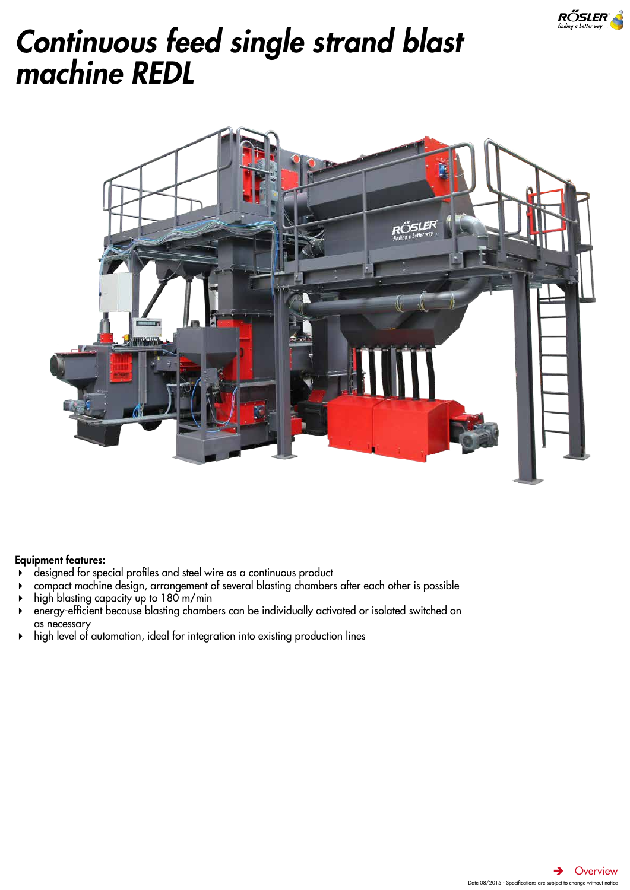# *Continuous feed single strand blast machine REDL*

**Equipment features:**

- designed for special profiles and steel wire as a continuous product
- compact machine design, arrangement of several blasting chambers after each other is possible
- high blasting capacity up to 180 m/min
- energy-efficient because blasting chambers can be individually activated or isolated switched on as necessary
- high level of automation, ideal for integration into existing production lines

➔ Overview

Date 08/2015 - Specifications are subject to change without notice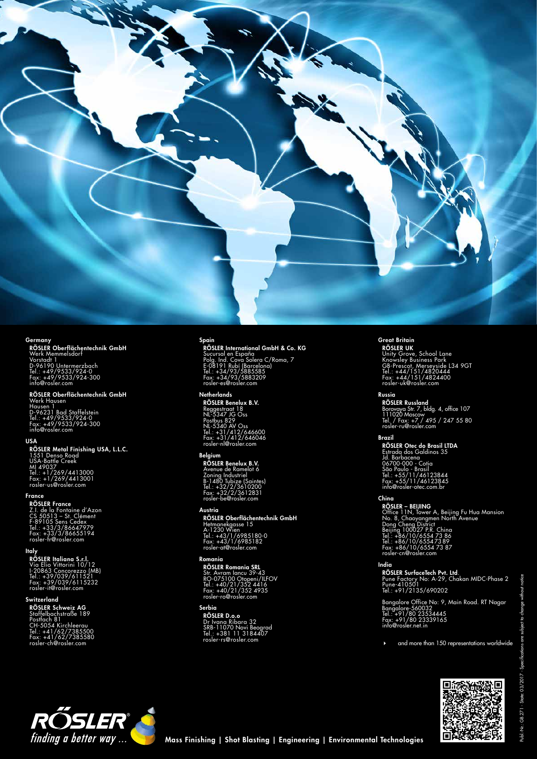**Germany**

**RÖSLER Oberflächentechnik GmbH**
Werk Memmelsdorf
Vorstadt 1
D-96190 Untermerzbach
Tel.: +49/9533/924-0
Fax: +49/9533/924-300
info@rosler.com

**RÖSLER Oberflächentechnik GmbH**
Werk Hausen
Hausen 1
D-96231 Bad Staffelstein
Tel.: +49/9533/924-0
Fax: +49/9533/924-300
info@rosler.com

**USA**

**RÖSLER Metal Finishing USA, L.L.C.**
1551 Denso Road
USA-Battle Creek
MI 49037
Tel.: +1/269/4413000
Fax: +1/269/4413001
rosler-us@rosler.com

**France**

**RÖSLER France**
Z.I. de la Fontaine d'Azon
CS 50513 – St. Clément
F-89105 Sens Cedex
Tel.: +33/3/86647979
Fax: +33/3/86655194
rosler-fr@rosler.com

**Italy**

**RÖSLER Italiana S.r.l.**
Via Elio Vittorini 10/12
I-20863 Concorezzo (MB)
Tel.: +39/039/611521
Fax: +39/039/6115232
rosler-it@rosler.com

**Switzerland**

**RÖSLER Schweiz AG**
Staffelbachstraße 189
Postfach 81
CH-5054 Kirchleerau
Tel.: +41/62/7385500
Fax: +41/62/7385580
rosler-ch@rosler.com

**Spain**

**RÖSLER International GmbH & Co. KG**
Sucursal en España
Polg. Ind. Cova Solera C/Roma, 7
E-08191 Rubí (Barcelona)
Tel.: +34/93/5885585
Fax: +34/93/5883209
rosler-es@rosler.com

**Netherlands**

**RÖSLER Benelux B.V.**
Reggestraat 18
NL-5347 JG Oss
Postbus 829
NL-5340 AV Oss
Tel.: +31/412/646600
Fax: +31/412/646046
rosler-nl@rosler.com

**Belgium**

**RÖSLER Benelux B.V.**
Avenue de Ramelot 6
Zoning Industriel
B-1480 Tubize (Saintes)
Tel.: +32/2/3610200
Fax: +32/2/3612831
rosler-be@rosler.com

**Austria**

**RÖSLER Oberflächentechnik GmbH**
Hetmanekgasse 15
A-1230 Wien
Tel.: +43/1/6985180-0
Fax: +43/1/6985182
rosler-at@rosler.com

**Romania**

**RÖSLER Romania SRL**
Str. Avram Iancu 39-43
RO-075100 Otopeni/ILFOV
Tel.: +40/21/352 4416
Fax: +40/21/352 4935
rosler-ro@rosler.com

**Serbia**

**RÖSLER D.o.o**
Dr Ivana Ribara 32
SRB-11070 Novi Beograd
Tel.: +381 11 3184407
rosler-rs@rosler.com

**Great Britain**

**RÖSLER UK**
Unity Grove, School Lane
Knowsley Business Park
GB-Prescot, Merseyside L34 9GT
Tel.: +44/151/4820444
Fax: +44/151/4824400
rosler-uk@rosler.com

**Russia**

**RÖSLER Russland**
Borovaya Str. 7, bldg. 4, office 107
111020 Moscow
Tel. / Fax: +7 / 495 / 247 55 80
rosler-ru@rosler.com

**Brazil**

**RÖSLER Otec do Brasil LTDA**
Estrada dos Galdinos 35
Jd. Barbacena
06700-000 - Cotia
São Paulo - Brasil
Tel.: +55/11/46123844
Fax: +55/11/46123845
info@rosler-otec.com.br

**China**

**RÖSLER – BEIJING**
Office 11N, Tower A, Beijing Fu Hua Mansion
No. 8, Chaoyangmen North Avenue
Dong Cheng District
Beijing 100027 P.R. China
Tel.: +86/10/6554 73 86
Tel.: +86/10/655473 89
Fax: +86/10/6554 73 87
rosler-cn@rosler.com

**India**

**RÖSLER SurfaceTech Pvt. Ltd.**
Pune Factory No: A-29, Chakan MIDC-Phase 2
Pune-410501
Tel.: +91/2135/690202

Bangalore Office No: 9, Main Road. RT Nagar
Bangalore-560032
Tel.: +91/80 23534445
Fax: +91/80 23339165
info@rosler.net.in

- and more than 150 representations worldwide

RÖSLER® *finding a better way ...*

Mass Finishing | Shot Blasting | Engineering | Environmental Technologies

Publ.-Nr.: GB 271 - State: 03/2017 - Specifications are subject to change without notice